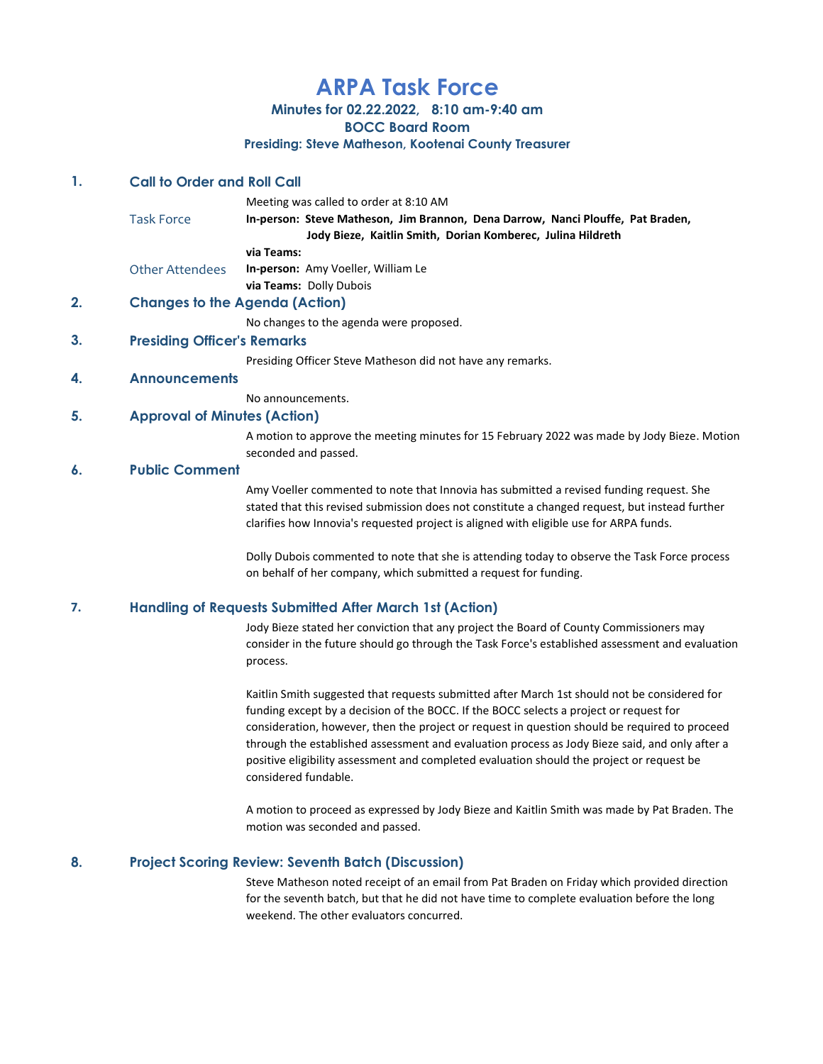# ARPA Task Force

### Minutes for 02.22.2022, 8:10 am-9:40 am
### BOCC Board Room
### Presiding: Steve Matheson, Kootenai County Treasurer

## 1. Call to Order and Roll Call

Meeting was called to order at 8:10 AM

**Task Force**

**In-person:** **Steve Matheson, Jim Brannon, Dena Darrow, Nanci Plouffe, Pat Braden, Jody Bieze, Kaitlin Smith, Dorian Komberec, Julina Hildreth**

**via Teams:**

**Other Attendees**

**In-person:** Amy Voeller, William Le

**via Teams:** Dolly Dubois

## 2. Changes to the Agenda (Action)

No changes to the agenda were proposed.

## 3. Presiding Officer's Remarks

Presiding Officer Steve Matheson did not have any remarks.

## 4. Announcements

No announcements.

## 5. Approval of Minutes (Action)

A motion to approve the meeting minutes for 15 February 2022 was made by Jody Bieze. Motion seconded and passed.

## 6. Public Comment

Amy Voeller commented to note that Innovia has submitted a revised funding request. She stated that this revised submission does not constitute a changed request, but instead further clarifies how Innovia's requested project is aligned with eligible use for ARPA funds.

Dolly Dubois commented to note that she is attending today to observe the Task Force process on behalf of her company, which submitted a request for funding.

## 7. Handling of Requests Submitted After March 1st (Action)

Jody Bieze stated her conviction that any project the Board of County Commissioners may consider in the future should go through the Task Force's established assessment and evaluation process.

Kaitlin Smith suggested that requests submitted after March 1st should not be considered for funding except by a decision of the BOCC. If the BOCC selects a project or request for consideration, however, then the project or request in question should be required to proceed through the established assessment and evaluation process as Jody Bieze said, and only after a positive eligibility assessment and completed evaluation should the project or request be considered fundable.

A motion to proceed as expressed by Jody Bieze and Kaitlin Smith was made by Pat Braden. The motion was seconded and passed.

## 8. Project Scoring Review: Seventh Batch (Discussion)

Steve Matheson noted receipt of an email from Pat Braden on Friday which provided direction for the seventh batch, but that he did not have time to complete evaluation before the long weekend. The other evaluators concurred.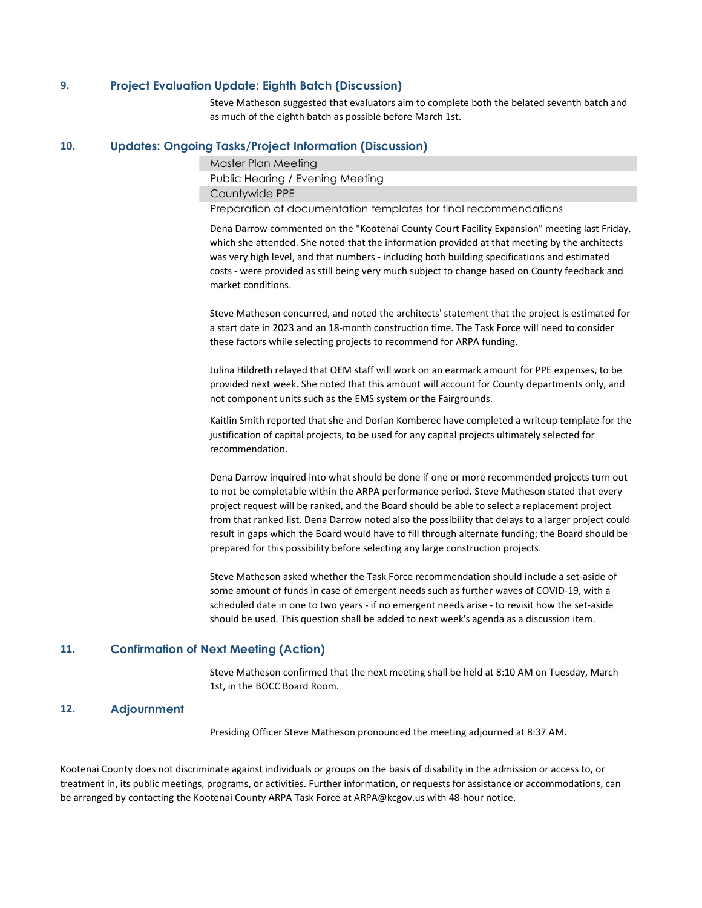## 9. Project Evaluation Update: Eighth Batch (Discussion)

Steve Matheson suggested that evaluators aim to complete both the belated seventh batch and as much of the eighth batch as possible before March 1st.

## 10. Updates: Ongoing Tasks/Project Information (Discussion)

- Master Plan Meeting
- Public Hearing / Evening Meeting
- Countywide PPE
- Preparation of documentation templates for final recommendations

Dena Darrow commented on the "Kootenai County Court Facility Expansion" meeting last Friday, which she attended. She noted that the information provided at that meeting by the architects was very high level, and that numbers - including both building specifications and estimated costs - were provided as still being very much subject to change based on County feedback and market conditions.

Steve Matheson concurred, and noted the architects' statement that the project is estimated for a start date in 2023 and an 18-month construction time. The Task Force will need to consider these factors while selecting projects to recommend for ARPA funding.

Julina Hildreth relayed that OEM staff will work on an earmark amount for PPE expenses, to be provided next week. She noted that this amount will account for County departments only, and not component units such as the EMS system or the Fairgrounds.

Kaitlin Smith reported that she and Dorian Komberec have completed a writeup template for the justification of capital projects, to be used for any capital projects ultimately selected for recommendation.

Dena Darrow inquired into what should be done if one or more recommended projects turn out to not be completable within the ARPA performance period. Steve Matheson stated that every project request will be ranked, and the Board should be able to select a replacement project from that ranked list. Dena Darrow noted also the possibility that delays to a larger project could result in gaps which the Board would have to fill through alternate funding; the Board should be prepared for this possibility before selecting any large construction projects.

Steve Matheson asked whether the Task Force recommendation should include a set-aside of some amount of funds in case of emergent needs such as further waves of COVID-19, with a scheduled date in one to two years - if no emergent needs arise - to revisit how the set-aside should be used. This question shall be added to next week's agenda as a discussion item.

## 11. Confirmation of Next Meeting (Action)

Steve Matheson confirmed that the next meeting shall be held at 8:10 AM on Tuesday, March 1st, in the BOCC Board Room.

## 12. Adjournment

Presiding Officer Steve Matheson pronounced the meeting adjourned at 8:37 AM.

Kootenai County does not discriminate against individuals or groups on the basis of disability in the admission or access to, or treatment in, its public meetings, programs, or activities. Further information, or requests for assistance or accommodations, can be arranged by contacting the Kootenai County ARPA Task Force at ARPA@kcgov.us with 48-hour notice.